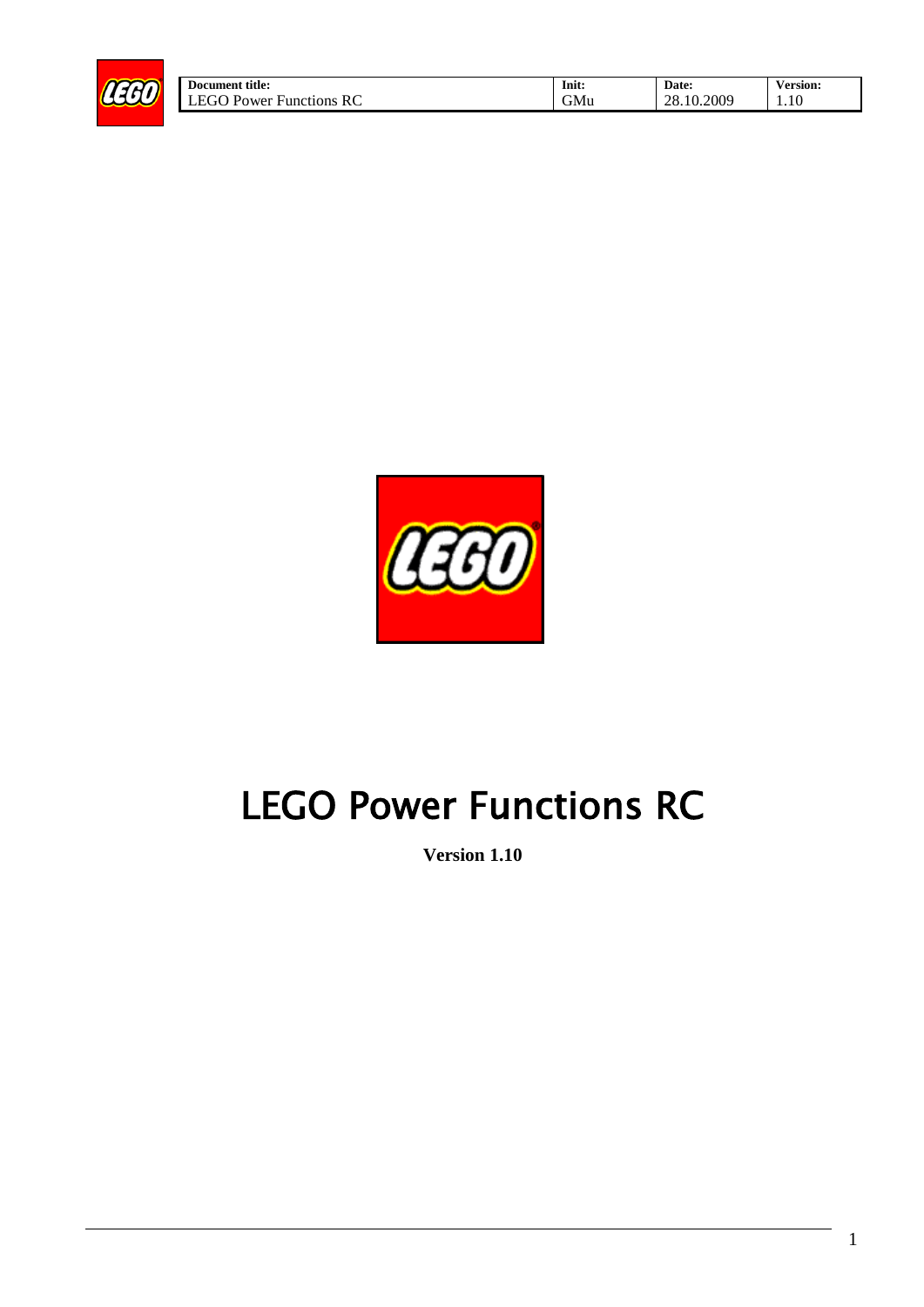# LEGO Power Functions RC

**Version 1.10**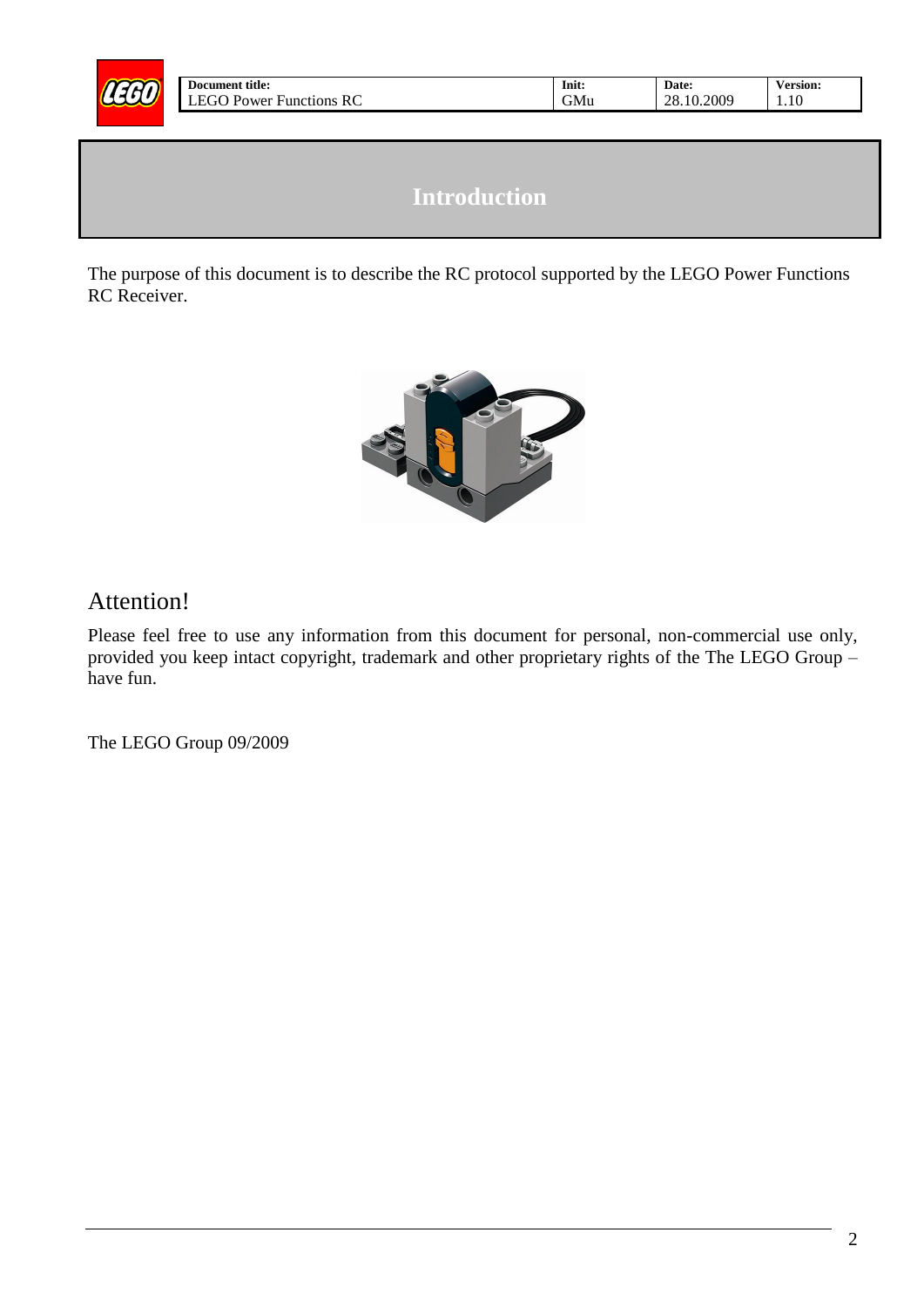# Introduction

The purpose of this document is to describe the RC protocol supported by the LEGO Power Functions RC Receiver.

## Attention!

Please feel free to use any information from this document for personal, non-commercial use only, provided you keep intact copyright, trademark and other proprietary rights of the The LEGO Group – have fun.

The LEGO Group 09/2009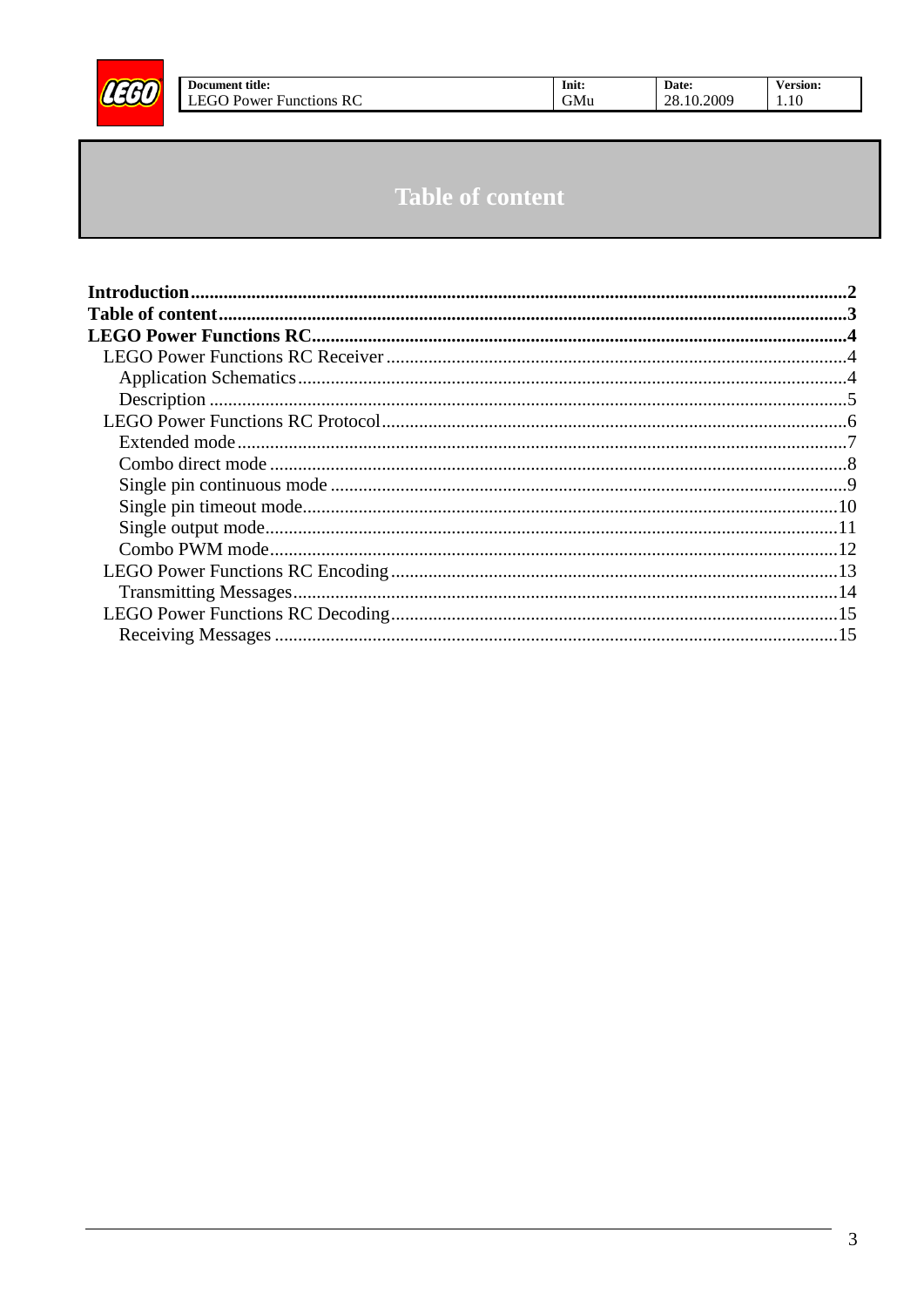# Table of content

**Introduction**........................................................................................................................2
**Table of content**...................................................................................................................3
**LEGO Power Functions RC**................................................................................................4
- LEGO Power Functions RC Receiver ................................................................................4
  - Application Schematics...................................................................................................4
  - Description ......................................................................................................................5
- LEGO Power Functions RC Protocol..................................................................................6
  - Extended mode................................................................................................................7
  - Combo direct mode .........................................................................................................8
  - Single pin continuous mode ............................................................................................9
  - Single pin timeout mode.................................................................................................10
  - Single output mode.........................................................................................................11
  - Combo PWM mode........................................................................................................12
- LEGO Power Functions RC Encoding...............................................................................13
  - Transmitting Messages...................................................................................................14
- LEGO Power Functions RC Decoding...............................................................................15
  - Receiving Messages .......................................................................................................15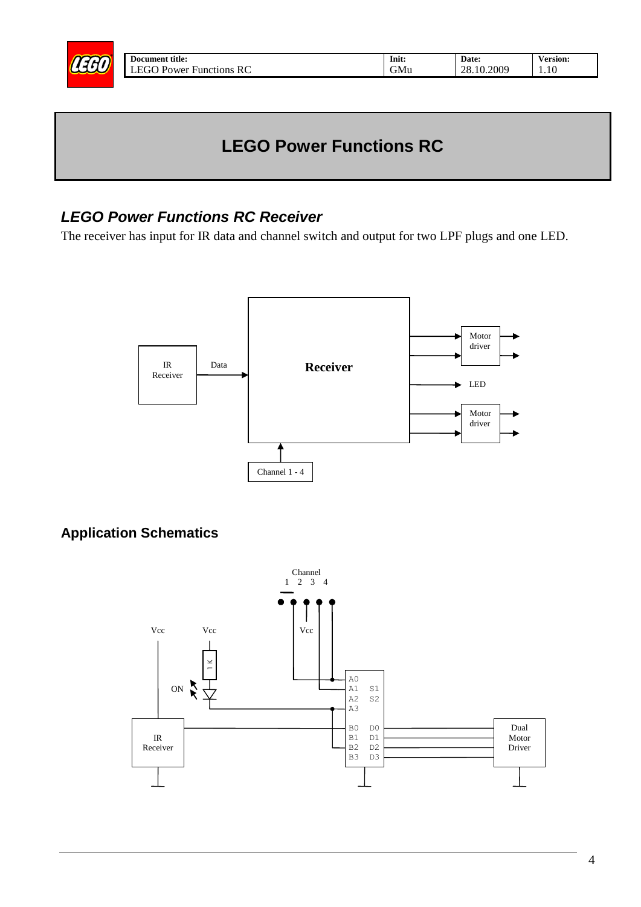# LEGO Power Functions RC

## *LEGO Power Functions RC Receiver*

The receiver has input for IR data and channel switch and output for two LPF plugs and one LED.

### Application Schematics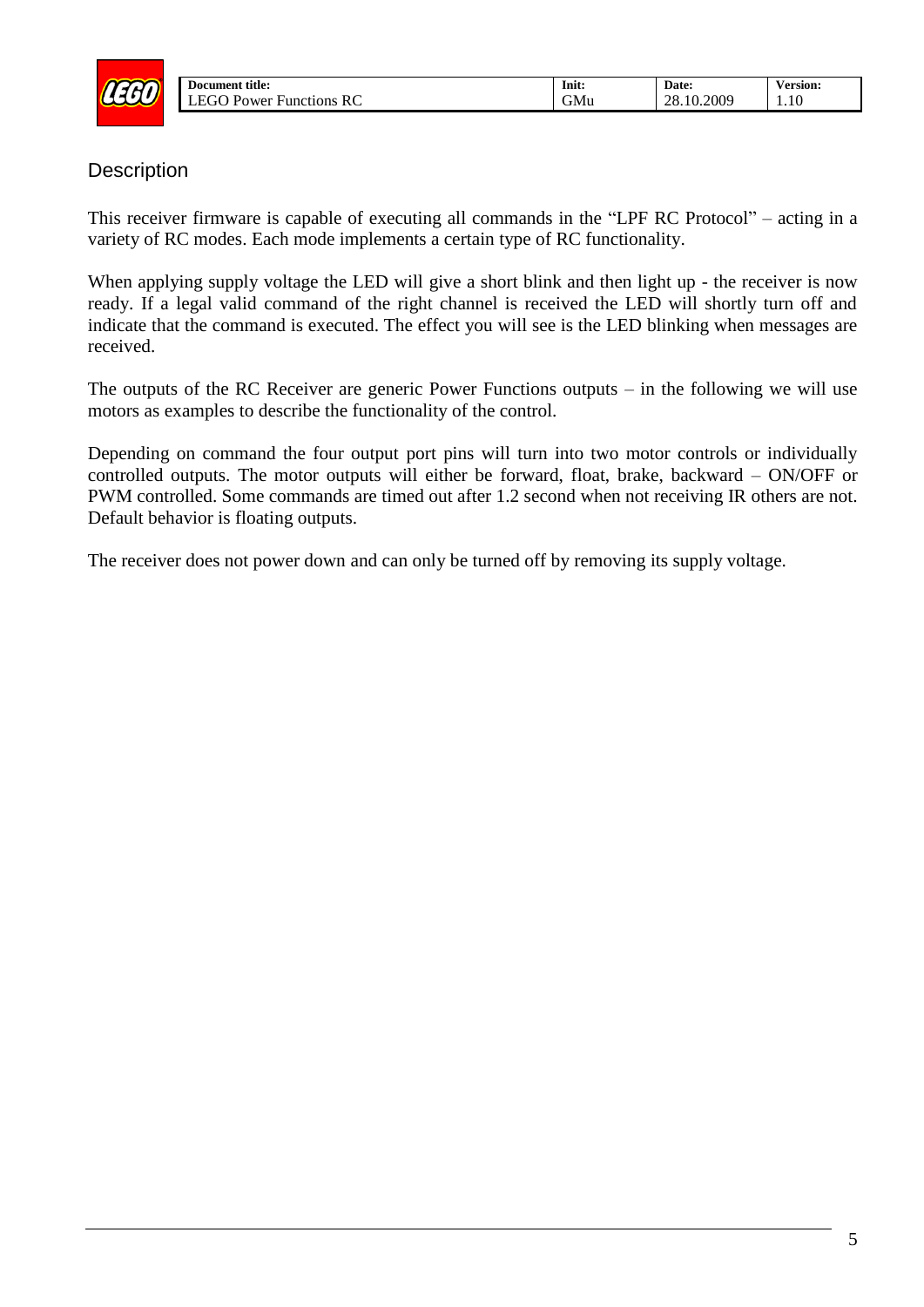## Description

This receiver firmware is capable of executing all commands in the "LPF RC Protocol" – acting in a variety of RC modes. Each mode implements a certain type of RC functionality.

When applying supply voltage the LED will give a short blink and then light up - the receiver is now ready. If a legal valid command of the right channel is received the LED will shortly turn off and indicate that the command is executed. The effect you will see is the LED blinking when messages are received.

The outputs of the RC Receiver are generic Power Functions outputs – in the following we will use motors as examples to describe the functionality of the control.

Depending on command the four output port pins will turn into two motor controls or individually controlled outputs. The motor outputs will either be forward, float, brake, backward – ON/OFF or PWM controlled. Some commands are timed out after 1.2 second when not receiving IR others are not. Default behavior is floating outputs.

The receiver does not power down and can only be turned off by removing its supply voltage.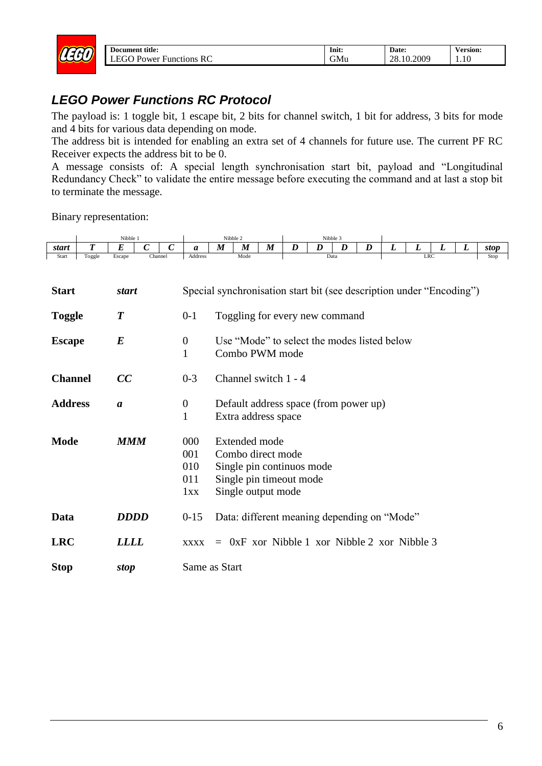## *LEGO Power Functions RC Protocol*

The payload is: 1 toggle bit, 1 escape bit, 2 bits for channel switch, 1 bit for address, 3 bits for mode and 4 bits for various data depending on mode.

The address bit is intended for enabling an extra set of 4 channels for future use. The current PF RC Receiver expects the address bit to be 0.

A message consists of: A special length synchronisation start bit, payload and "Longitudinal Redundancy Check" to validate the entire message before executing the command and at last a stop bit to terminate the message.

Binary representation:

| | Nibble 1 | | | | Nibble 2 | | | | Nibble 3 | | | | | | | | |
|---|---|---|---|---|---|---|---|---|---|---|---|---|---|---|---|---|---|
| ***start*** | ***T*** | ***E*** | ***C*** | ***C*** | ***a*** | ***M*** | ***M*** | ***M*** | ***D*** | ***D*** | ***D*** | ***D*** | ***L*** | ***L*** | ***L*** | ***L*** | ***stop*** |
| Start | Toggle | Escape | Channel | | Address | Mode | | | Data | | | | LRC | | | | Stop |

| | | | |
|---|---|---|---|
| **Start** | ***start*** | Special synchronisation start bit (see description under "Encoding") | |
| **Toggle** | ***T*** | 0-1 | Toggling for every new command |
| **Escape** | ***E*** | 0<br>1 | Use "Mode" to select the modes listed below<br>Combo PWM mode |
| **Channel** | ***CC*** | 0-3 | Channel switch 1 - 4 |
| **Address** | ***a*** | 0<br>1 | Default address space (from power up)<br>Extra address space |
| **Mode** | ***MMM*** | 000<br>001<br>010<br>011<br>1xx | Extended mode<br>Combo direct mode<br>Single pin continuos mode<br>Single pin timeout mode<br>Single output mode |
| **Data** | ***DDDD*** | 0-15 | Data: different meaning depending on "Mode" |
| **LRC** | ***LLLL*** | xxxx | = 0xF xor Nibble 1 xor Nibble 2 xor Nibble 3 |
| **Stop** | ***stop*** | Same as Start | |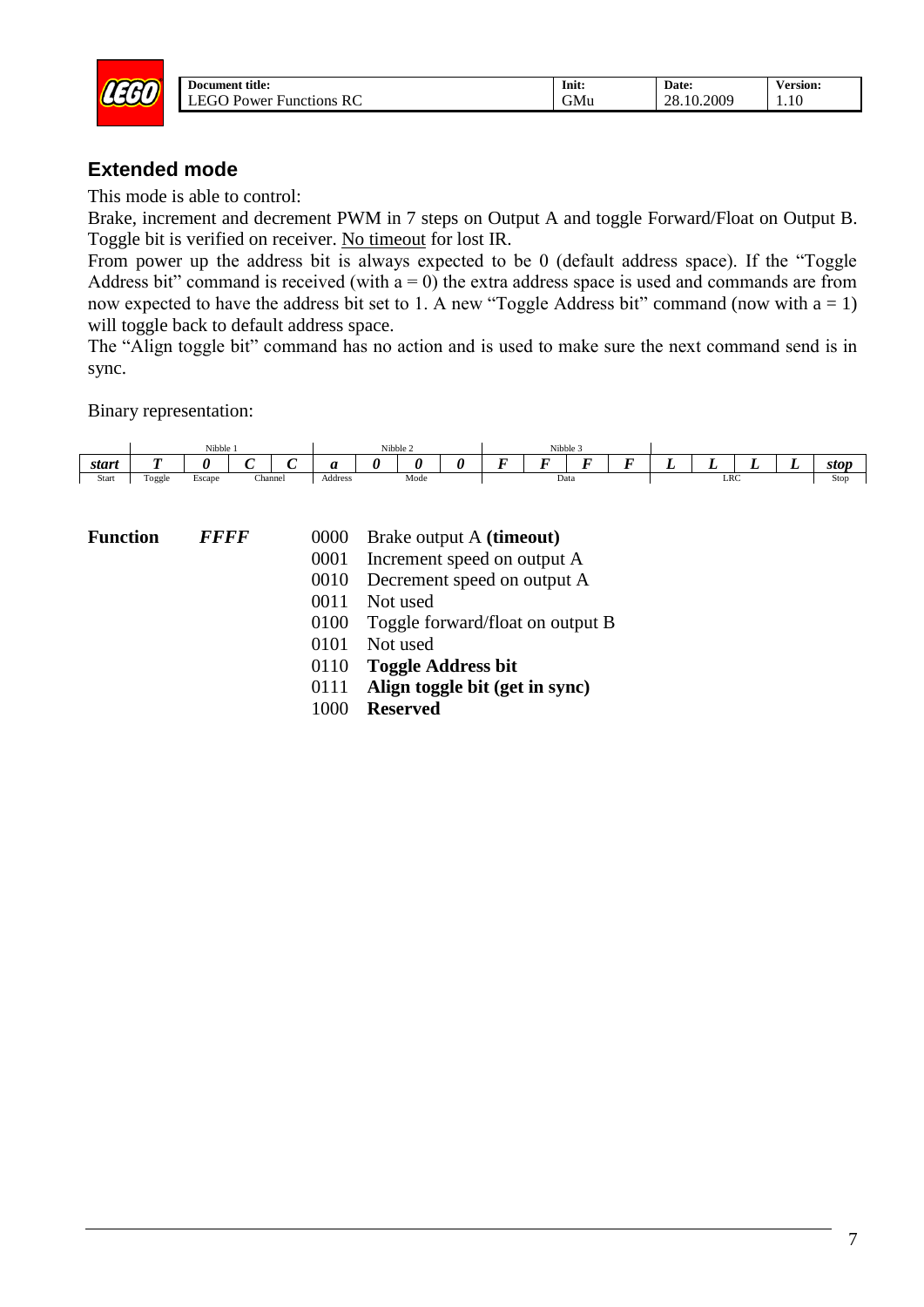## Extended mode

This mode is able to control:
Brake, increment and decrement PWM in 7 steps on Output A and toggle Forward/Float on Output B. Toggle bit is verified on receiver. No timeout for lost IR.
From power up the address bit is always expected to be 0 (default address space). If the "Toggle Address bit" command is received (with a = 0) the extra address space is used and commands are from now expected to have the address bit set to 1. A new "Toggle Address bit" command (now with a = 1) will toggle back to default address space.
The "Align toggle bit" command has no action and is used to make sure the next command send is in sync.

Binary representation:

| | Nibble 1 | | | | Nibble 2 | | | | Nibble 3 | | | | | | | | |
|---|---|---|---|---|---|---|---|---|---|---|---|---|---|---|---|---|---|
| ***start*** | ***T*** | ***0*** | ***C*** | ***C*** | ***a*** | ***0*** | ***0*** | ***0*** | ***F*** | ***F*** | ***F*** | ***F*** | ***L*** | ***L*** | ***L*** | ***L*** | ***stop*** |
| Start | Toggle | Escape | Channel | | Address | Mode | | | Data | | | | LRC | | | | Stop |

**Function** ***FFFF***

| | |
|---|---|
| 0000 | Brake output A **(timeout)** |
| 0001 | Increment speed on output A |
| 0010 | Decrement speed on output A |
| 0011 | Not used |
| 0100 | Toggle forward/float on output B |
| 0101 | Not used |
| 0110 | **Toggle Address bit** |
| 0111 | **Align toggle bit (get in sync)** |
| 1000 | **Reserved** |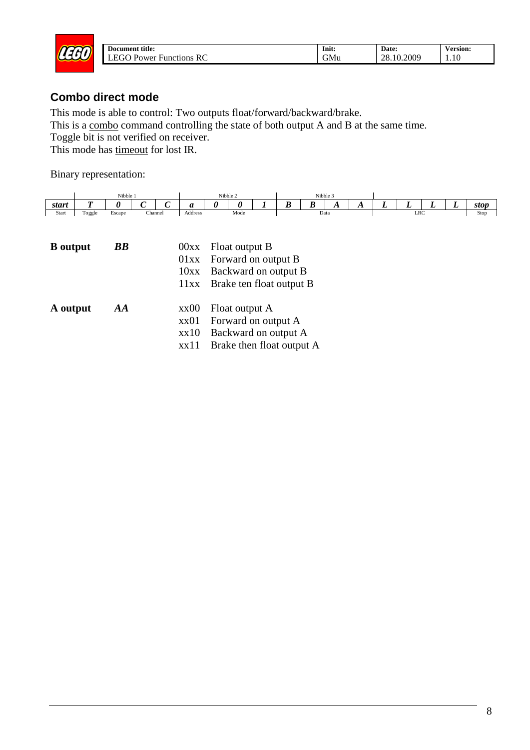## Combo direct mode

This mode is able to control: Two outputs float/forward/backward/brake.
This is a combo command controlling the state of both output A and B at the same time.
Toggle bit is not verified on receiver.
This mode has timeout for lost IR.

Binary representation:

| | Nibble 1 | | | | Nibble 2 | | | | Nibble 3 | | | | | | | | |
|---|---|---|---|---|---|---|---|---|---|---|---|---|---|---|---|---|---|
| ***start*** | ***T*** | ***0*** | ***C*** | ***C*** | ***a*** | ***0*** | ***0*** | ***1*** | ***B*** | ***B*** | ***A*** | ***A*** | ***L*** | ***L*** | ***L*** | ***L*** | ***stop*** |
| Start | Toggle | Escape | Channel | | Address | Mode | | | Data | | | | LRC | | | | Stop |

| | | | |
|---|---|---|---|
| **B output** | ***BB*** | 00xx | Float output B |
| | | 01xx | Forward on output B |
| | | 10xx | Backward on output B |
| | | 11xx | Brake ten float output B |
| **A output** | ***AA*** | xx00 | Float output A |
| | | xx01 | Forward on output A |
| | | xx10 | Backward on output A |
| | | xx11 | Brake then float output A |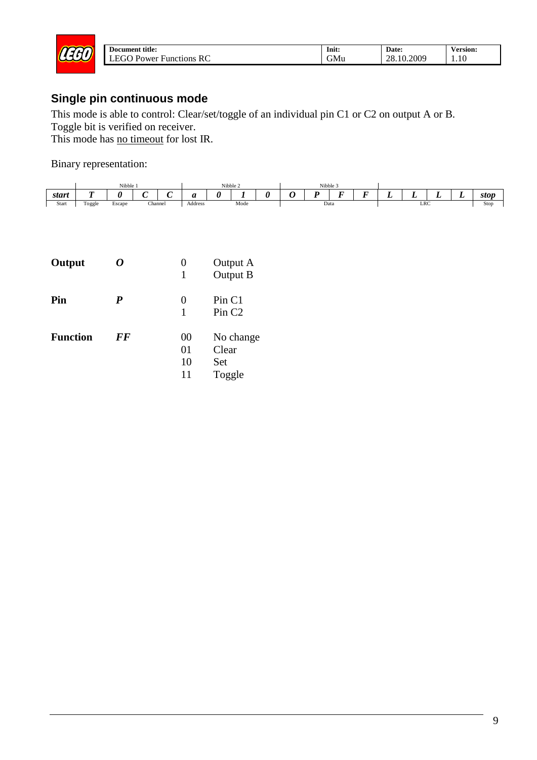## Single pin continuous mode

This mode is able to control: Clear/set/toggle of an individual pin C1 or C2 on output A or B.
Toggle bit is verified on receiver.
This mode has <u>no timeout</u> for lost IR.

Binary representation:

| | Nibble 1 | | | | Nibble 2 | | | | Nibble 3 | | | | | | | | |
|---|---|---|---|---|---|---|---|---|---|---|---|---|---|---|---|---|---|
| ***start*** | ***T*** | ***0*** | ***C*** | ***C*** | ***a*** | ***0*** | ***1*** | ***0*** | ***O*** | ***P*** | ***F*** | ***F*** | ***L*** | ***L*** | ***L*** | ***L*** | ***stop*** |
| Start | Toggle | Escape | Channel | | Address | Mode | | | Data | | | | LRC | | | | Stop |

| | | | |
|---|---|---|---|
| **Output** | ***O*** | 0 | Output A |
| | | 1 | Output B |
| **Pin** | ***P*** | 0 | Pin C1 |
| | | 1 | Pin C2 |
| **Function** | ***FF*** | 00 | No change |
| | | 01 | Clear |
| | | 10 | Set |
| | | 11 | Toggle |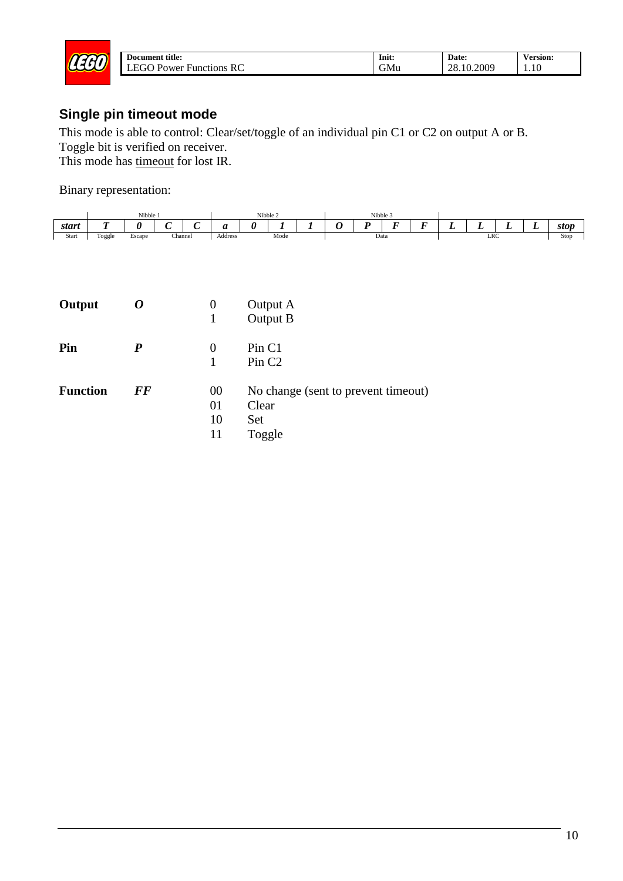## Single pin timeout mode

This mode is able to control: Clear/set/toggle of an individual pin C1 or C2 on output A or B.
Toggle bit is verified on receiver.
This mode has timeout for lost IR.

Binary representation:

| | Nibble 1 | | | | Nibble 2 | | | | Nibble 3 | | | | | | | | |
|---|---|---|---|---|---|---|---|---|---|---|---|---|---|---|---|---|---|
| ***start*** | ***T*** | ***0*** | ***C*** | ***C*** | ***a*** | ***0*** | ***1*** | ***1*** | ***O*** | ***P*** | ***F*** | ***F*** | ***L*** | ***L*** | ***L*** | ***L*** | ***stop*** |
| Start | Toggle | Escape | Channel | | Address | Mode | | | Data | | | | LRC | | | | Stop |

| | | | |
|---|---|---|---|
| **Output** | ***O*** | 0 | Output A |
| | | 1 | Output B |
| **Pin** | ***P*** | 0 | Pin C1 |
| | | 1 | Pin C2 |
| **Function** | ***FF*** | 00 | No change (sent to prevent timeout) |
| | | 01 | Clear |
| | | 10 | Set |
| | | 11 | Toggle |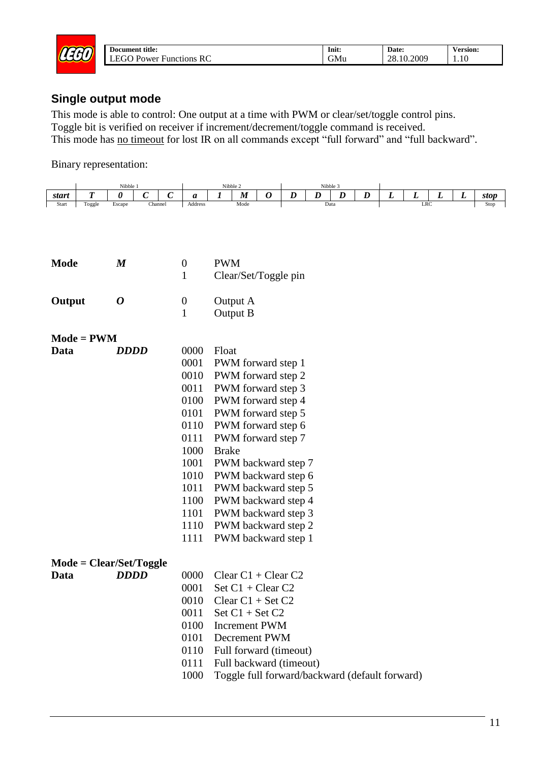## Single output mode

This mode is able to control: One output at a time with PWM or clear/set/toggle control pins.
Toggle bit is verified on receiver if increment/decrement/toggle command is received.
This mode has no timeout for lost IR on all commands except "full forward" and "full backward".

Binary representation:

| | Nibble 1 | | | | Nibble 2 | | | | Nibble 3 | | | | | | | | |
|---|---|---|---|---|---|---|---|---|---|---|---|---|---|---|---|---|---|
| ***start*** | ***T*** | ***0*** | ***C*** | ***C*** | ***a*** | ***1*** | ***M*** | ***O*** | ***D*** | ***D*** | ***D*** | ***D*** | ***L*** | ***L*** | ***L*** | ***L*** | ***stop*** |
| Start | Toggle | Escape | Channel | | Address | Mode | | | Data | | | | LRC | | | | Stop |

| | | | |
|---|---|---|---|
| **Mode** | ***M*** | 0 | PWM |
| | | 1 | Clear/Set/Toggle pin |
| **Output** | ***O*** | 0 | Output A |
| | | 1 | Output B |

**Mode = PWM**

| | | | |
|---|---|---|---|
| **Data** | ***DDDD*** | 0000 | Float |
| | | 0001 | PWM forward step 1 |
| | | 0010 | PWM forward step 2 |
| | | 0011 | PWM forward step 3 |
| | | 0100 | PWM forward step 4 |
| | | 0101 | PWM forward step 5 |
| | | 0110 | PWM forward step 6 |
| | | 0111 | PWM forward step 7 |
| | | 1000 | Brake |
| | | 1001 | PWM backward step 7 |
| | | 1010 | PWM backward step 6 |
| | | 1011 | PWM backward step 5 |
| | | 1100 | PWM backward step 4 |
| | | 1101 | PWM backward step 3 |
| | | 1110 | PWM backward step 2 |
| | | 1111 | PWM backward step 1 |

**Mode = Clear/Set/Toggle**

| | | | |
|---|---|---|---|
| **Data** | ***DDDD*** | 0000 | Clear C1 + Clear C2 |
| | | 0001 | Set C1 + Clear C2 |
| | | 0010 | Clear C1 + Set C2 |
| | | 0011 | Set C1 + Set C2 |
| | | 0100 | Increment PWM |
| | | 0101 | Decrement PWM |
| | | 0110 | Full forward (timeout) |
| | | 0111 | Full backward (timeout) |
| | | 1000 | Toggle full forward/backward (default forward) |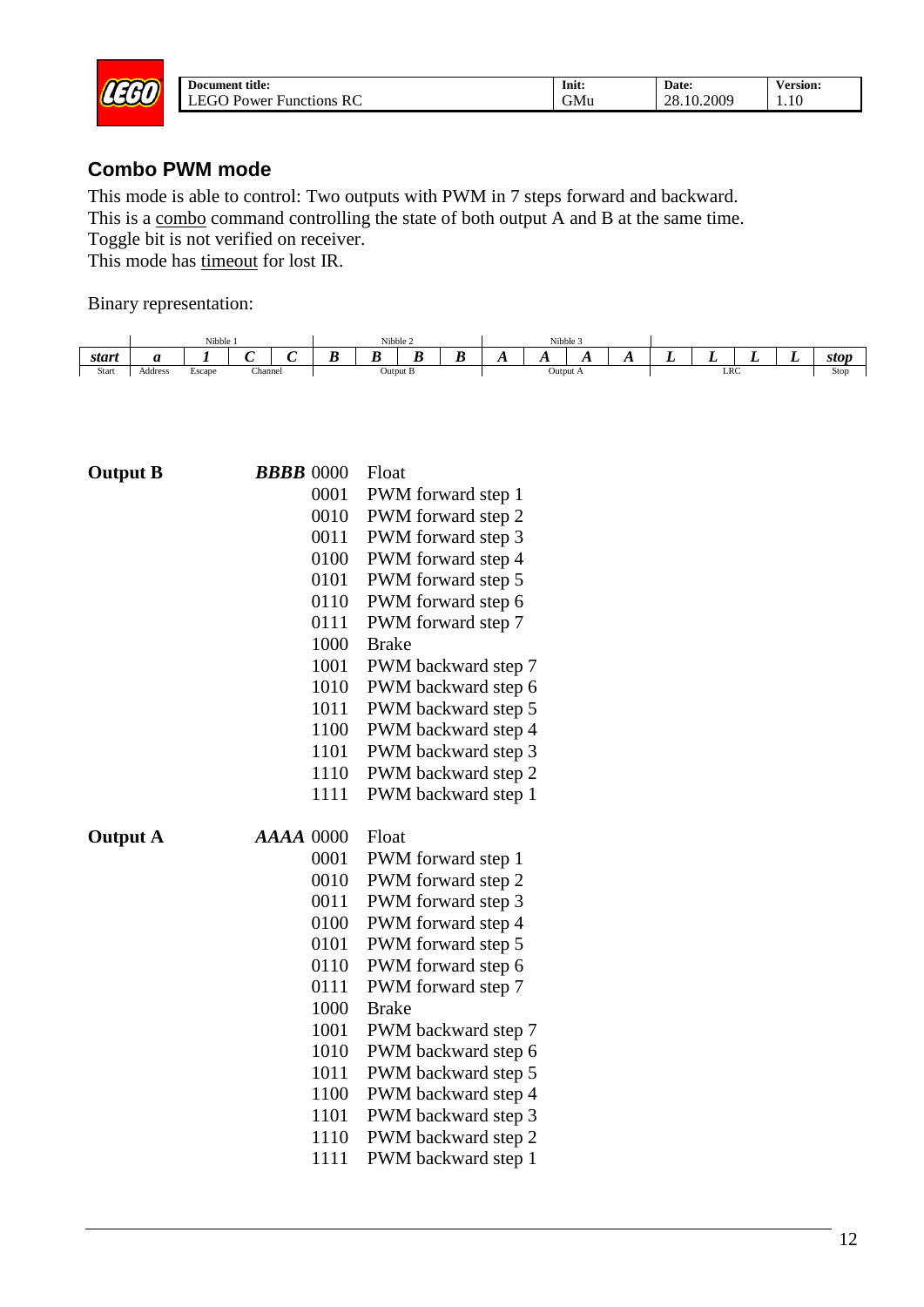## Combo PWM mode

This mode is able to control: Two outputs with PWM in 7 steps forward and backward.
This is a combo command controlling the state of both output A and B at the same time.
Toggle bit is not verified on receiver.
This mode has timeout for lost IR.

Binary representation:

| | Nibble 1 | | | | Nibble 2 | | | | Nibble 3 | | | | | | | | |
|---|---|---|---|---|---|---|---|---|---|---|---|---|---|---|---|---|---|
| ***start*** | ***a*** | ***1*** | ***C*** | ***C*** | ***B*** | ***B*** | ***B*** | ***B*** | ***A*** | ***A*** | ***A*** | ***A*** | ***L*** | ***L*** | ***L*** | ***L*** | ***stop*** |
| Start | Address | Escape | Channel | | Output B | | | | Output A | | | | LRC | | | | Stop |

**Output B** ***BBBB***

| | |
|---|---|
| 0000 | Float |
| 0001 | PWM forward step 1 |
| 0010 | PWM forward step 2 |
| 0011 | PWM forward step 3 |
| 0100 | PWM forward step 4 |
| 0101 | PWM forward step 5 |
| 0110 | PWM forward step 6 |
| 0111 | PWM forward step 7 |
| 1000 | Brake |
| 1001 | PWM backward step 7 |
| 1010 | PWM backward step 6 |
| 1011 | PWM backward step 5 |
| 1100 | PWM backward step 4 |
| 1101 | PWM backward step 3 |
| 1110 | PWM backward step 2 |
| 1111 | PWM backward step 1 |

**Output A** ***AAAA***

| | |
|---|---|
| 0000 | Float |
| 0001 | PWM forward step 1 |
| 0010 | PWM forward step 2 |
| 0011 | PWM forward step 3 |
| 0100 | PWM forward step 4 |
| 0101 | PWM forward step 5 |
| 0110 | PWM forward step 6 |
| 0111 | PWM forward step 7 |
| 1000 | Brake |
| 1001 | PWM backward step 7 |
| 1010 | PWM backward step 6 |
| 1011 | PWM backward step 5 |
| 1100 | PWM backward step 4 |
| 1101 | PWM backward step 3 |
| 1110 | PWM backward step 2 |
| 1111 | PWM backward step 1 |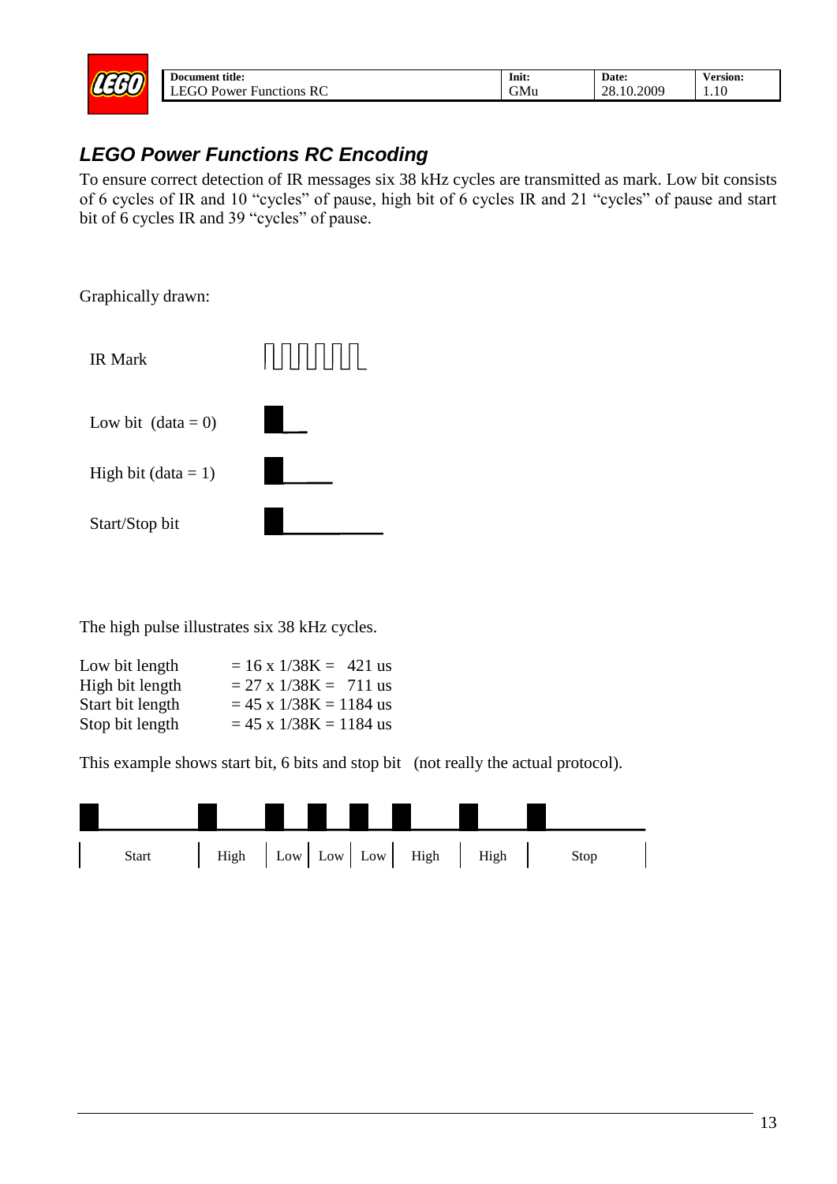## *LEGO Power Functions RC Encoding*

To ensure correct detection of IR messages six 38 kHz cycles are transmitted as mark. Low bit consists of 6 cycles of IR and 10 "cycles" of pause, high bit of 6 cycles IR and 21 "cycles" of pause and start bit of 6 cycles IR and 39 "cycles" of pause.

Graphically drawn:

IR Mark

Low bit (data = 0)

High bit (data = 1)

Start/Stop bit

The high pulse illustrates six 38 kHz cycles.

Low bit length = 16 x 1/38K = 421 us
High bit length = 27 x 1/38K = 711 us
Start bit length = 45 x 1/38K = 1184 us
Stop bit length = 45 x 1/38K = 1184 us

This example shows start bit, 6 bits and stop bit (not really the actual protocol).

| Start | High | Low | Low | Low | High | High | Stop |
|---|---|---|---|---|---|---|---|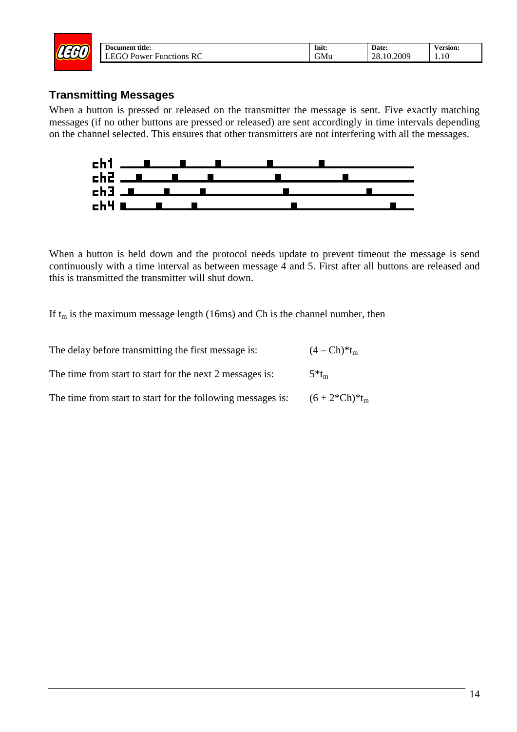## Transmitting Messages

When a button is pressed or released on the transmitter the message is sent. Five exactly matching messages (if no other buttons are pressed or released) are sent accordingly in time intervals depending on the channel selected. This ensures that other transmitters are not interfering with all the messages.

When a button is held down and the protocol needs update to prevent timeout the message is send continuously with a time interval as between message 4 and 5. First after all buttons are released and this is transmitted the transmitter will shut down.

If $t_m$ is the maximum message length (16ms) and Ch is the channel number, then

| | |
|---|---|
| The delay before transmitting the first message is: | $(4 - Ch)*t_m$ |
| The time from start to start for the next 2 messages is: | $5*t_m$ |
| The time from start to start for the following messages is: | $(6 + 2*Ch)*t_m$ |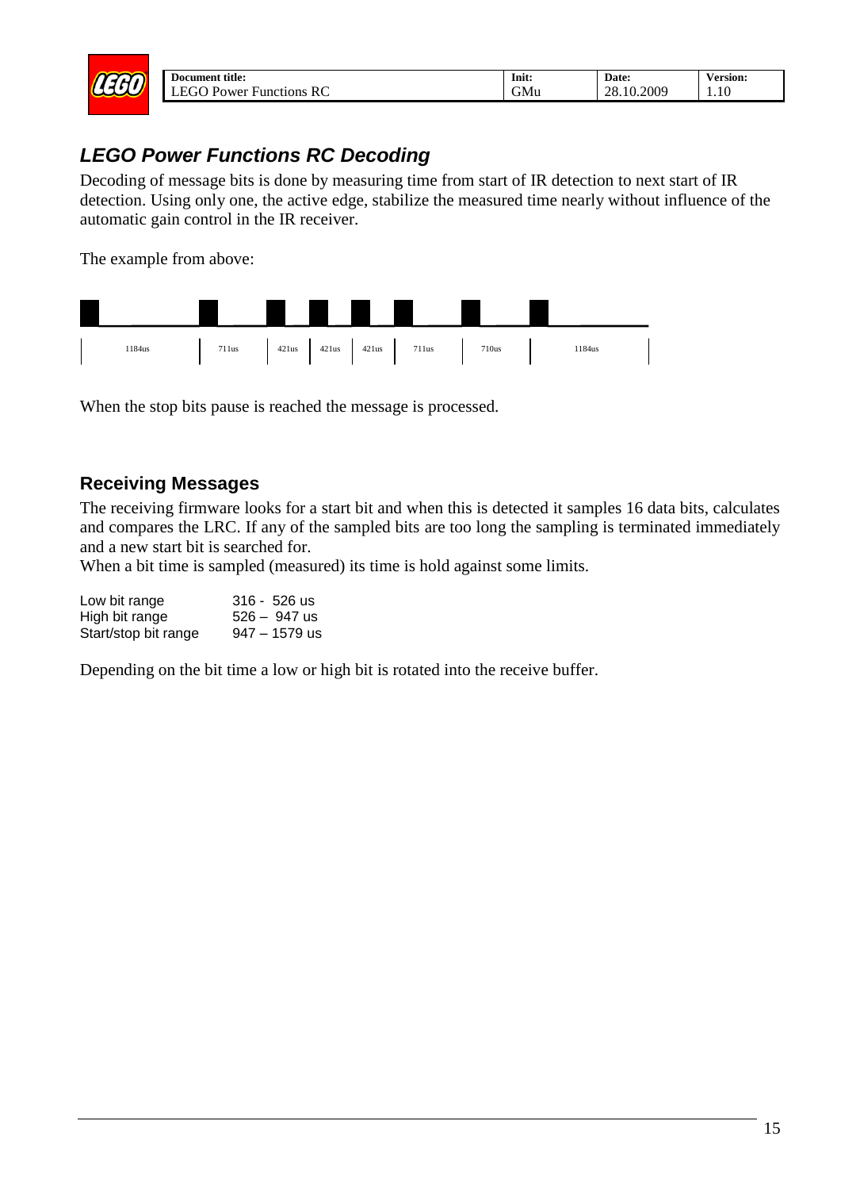## *LEGO Power Functions RC Decoding*

Decoding of message bits is done by measuring time from start of IR detection to next start of IR detection. Using only one, the active edge, stabilize the measured time nearly without influence of the automatic gain control in the IR receiver.

The example from above:

1184us
711us
421us
421us
421us
711us
710us
1184us

When the stop bits pause is reached the message is processed.

### Receiving Messages

The receiving firmware looks for a start bit and when this is detected it samples 16 data bits, calculates and compares the LRC. If any of the sampled bits are too long the sampling is terminated immediately and a new start bit is searched for.
When a bit time is sampled (measured) its time is hold against some limits.

| | |
|---|---|
| Low bit range | 316 - 526 us |
| High bit range | 526 – 947 us |
| Start/stop bit range | 947 – 1579 us |

Depending on the bit time a low or high bit is rotated into the receive buffer.